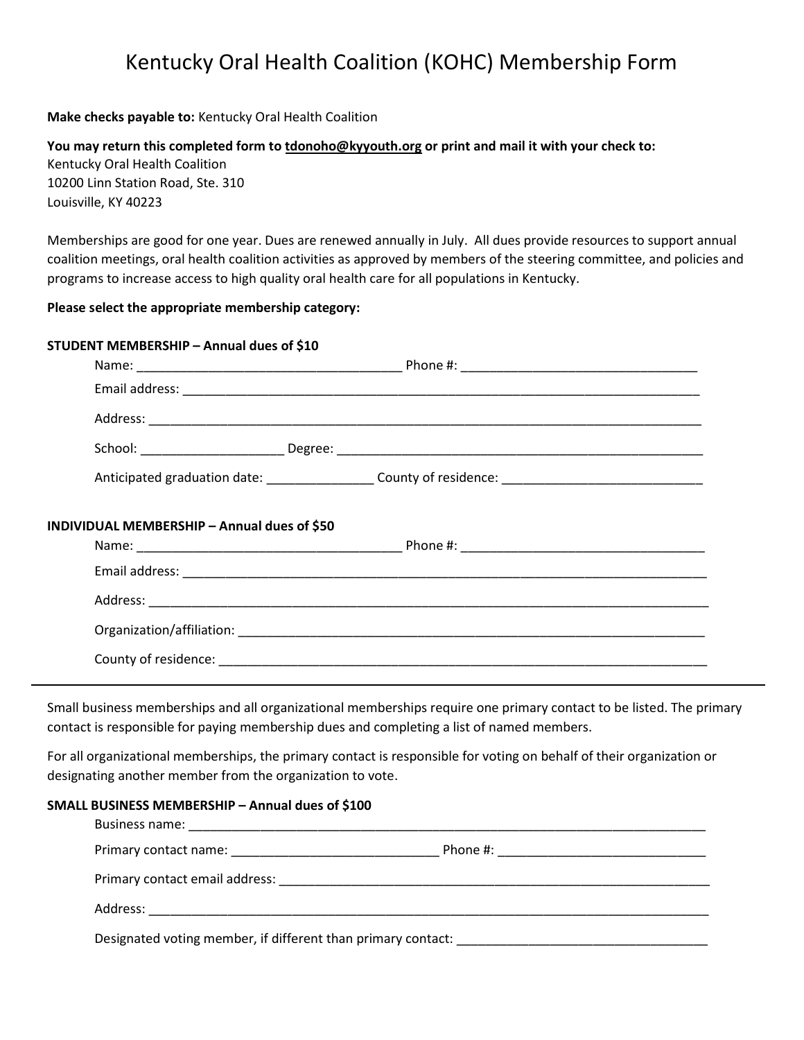# Kentucky Oral Health Coalition (KOHC) Membership Form

**Make checks payable to:** Kentucky Oral Health Coalition

**You may return this completed form to tdonoho@kyyouth.org or print and mail it with your check to:**
Kentucky Oral Health Coalition
10200 Linn Station Road, Ste. 310
Louisville, KY 40223

Memberships are good for one year. Dues are renewed annually in July. All dues provide resources to support annual coalition meetings, oral health coalition activities as approved by members of the steering committee, and policies and programs to increase access to high quality oral health care for all populations in Kentucky.

**Please select the appropriate membership category:**

**STUDENT MEMBERSHIP – Annual dues of $10**

Name: _____________________________________ Phone #: _________________________________

Email address: ________________________________________________________________________

Address: ____________________________________________________________________________

School: ____________________ Degree: ____________________________________________________

Anticipated graduation date: _______________ County of residence: ____________________________

**INDIVIDUAL MEMBERSHIP – Annual dues of $50**

Name: _____________________________________ Phone #: _________________________________

Email address: ________________________________________________________________________

Address: ____________________________________________________________________________

Organization/affiliation: _________________________________________________________________

County of residence: ____________________________________________________________________

---

Small business memberships and all organizational memberships require one primary contact to be listed. The primary contact is responsible for paying membership dues and completing a list of named members.

For all organizational memberships, the primary contact is responsible for voting on behalf of their organization or designating another member from the organization to vote.

**SMALL BUSINESS MEMBERSHIP – Annual dues of $100**

Business name: _______________________________________________________________________

Primary contact name: _____________________________ Phone #: _____________________________

Primary contact email address: ___________________________________________________________

Address: ____________________________________________________________________________

Designated voting member, if different than primary contact: ___________________________________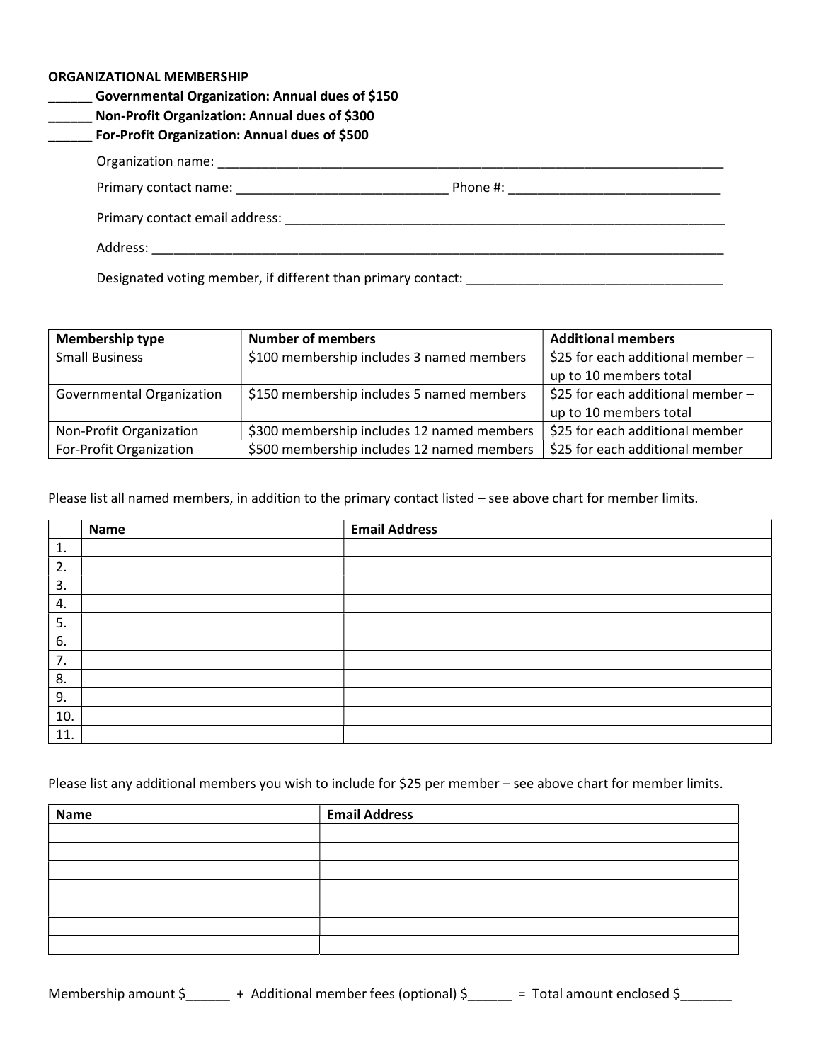**ORGANIZATIONAL MEMBERSHIP**

**______ Governmental Organization: Annual dues of $150**
**______ Non-Profit Organization: Annual dues of $300**
**______ For-Profit Organization: Annual dues of $500**

Organization name: ______________________________________________________________________

Primary contact name: ____________________________ Phone #: ____________________________

Primary contact email address: ____________________________________________________________

Address: _______________________________________________________________________________

Designated voting member, if different than primary contact: __________________________________

| Membership type | Number of members | Additional members |
|---|---|---|
| Small Business | $100 membership includes 3 named members | $25 for each additional member – up to 10 members total |
| Governmental Organization | $150 membership includes 5 named members | $25 for each additional member – up to 10 members total |
| Non-Profit Organization | $300 membership includes 12 named members | $25 for each additional member |
| For-Profit Organization | $500 membership includes 12 named members | $25 for each additional member |

Please list all named members, in addition to the primary contact listed – see above chart for member limits.

| | Name | Email Address |
|---|---|---|
| 1. | | |
| 2. | | |
| 3. | | |
| 4. | | |
| 5. | | |
| 6. | | |
| 7. | | |
| 8. | | |
| 9. | | |
| 10. | | |
| 11. | | |

Please list any additional members you wish to include for $25 per member – see above chart for member limits.

| Name | Email Address |
|---|---|
| | |
| | |
| | |
| | |
| | |
| | |
| | |

Membership amount $______ + Additional member fees (optional) $______ = Total amount enclosed $_______